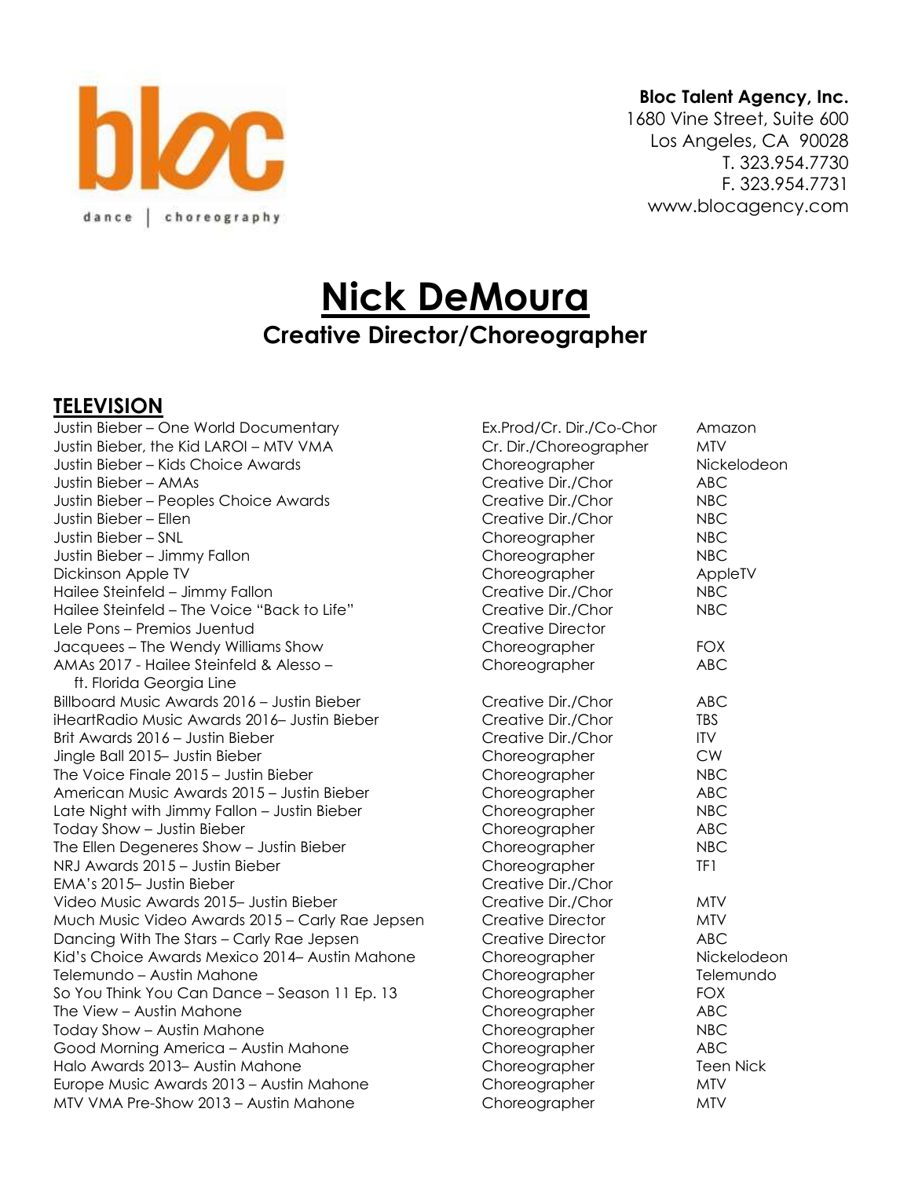**Bloc Talent Agency, Inc.**
1680 Vine Street, Suite 600
Los Angeles, CA 90028
T. 323.954.7730
F. 323.954.7731
www.blocagency.com

# Nick DeMoura

## Creative Director/Choreographer

### TELEVISION

| | | |
|---|---|---|
| Justin Bieber – One World Documentary | Ex.Prod/Cr. Dir./Co-Chor | Amazon |
| Justin Bieber, the Kid LAROI – MTV VMA | Cr. Dir./Choreographer | MTV |
| Justin Bieber – Kids Choice Awards | Choreographer | Nickelodeon |
| Justin Bieber – AMAs | Creative Dir./Chor | ABC |
| Justin Bieber – Peoples Choice Awards | Creative Dir./Chor | NBC |
| Justin Bieber – Ellen | Creative Dir./Chor | NBC |
| Justin Bieber – SNL | Choreographer | NBC |
| Justin Bieber – Jimmy Fallon | Choreographer | NBC |
| Dickinson Apple TV | Choreographer | AppleTV |
| Hailee Steinfeld – Jimmy Fallon | Creative Dir./Chor | NBC |
| Hailee Steinfeld – The Voice "Back to Life" | Creative Dir./Chor | NBC |
| Lele Pons – Premios Juentud | Creative Director | |
| Jacquees – The Wendy Williams Show | Choreographer | FOX |
| AMAs 2017 - Hailee Steinfeld & Alesso – ft. Florida Georgia Line | Choreographer | ABC |
| Billboard Music Awards 2016 – Justin Bieber | Creative Dir./Chor | ABC |
| iHeartRadio Music Awards 2016– Justin Bieber | Creative Dir./Chor | TBS |
| Brit Awards 2016 – Justin Bieber | Creative Dir./Chor | ITV |
| Jingle Ball 2015– Justin Bieber | Choreographer | CW |
| The Voice Finale 2015 – Justin Bieber | Choreographer | NBC |
| American Music Awards 2015 – Justin Bieber | Choreographer | ABC |
| Late Night with Jimmy Fallon – Justin Bieber | Choreographer | NBC |
| Today Show – Justin Bieber | Choreographer | ABC |
| The Ellen Degeneres Show – Justin Bieber | Choreographer | NBC |
| NRJ Awards 2015 – Justin Bieber | Choreographer | TF1 |
| EMA's 2015– Justin Bieber | Creative Dir./Chor | |
| Video Music Awards 2015– Justin Bieber | Creative Dir./Chor | MTV |
| Much Music Video Awards 2015 – Carly Rae Jepsen | Creative Director | MTV |
| Dancing With The Stars – Carly Rae Jepsen | Creative Director | ABC |
| Kid's Choice Awards Mexico 2014– Austin Mahone | Choreographer | Nickelodeon |
| Telemundo – Austin Mahone | Choreographer | Telemundo |
| So You Think You Can Dance – Season 11 Ep. 13 | Choreographer | FOX |
| The View – Austin Mahone | Choreographer | ABC |
| Today Show – Austin Mahone | Choreographer | NBC |
| Good Morning America – Austin Mahone | Choreographer | ABC |
| Halo Awards 2013– Austin Mahone | Choreographer | Teen Nick |
| Europe Music Awards 2013 – Austin Mahone | Choreographer | MTV |
| MTV VMA Pre-Show 2013 – Austin Mahone | Choreographer | MTV |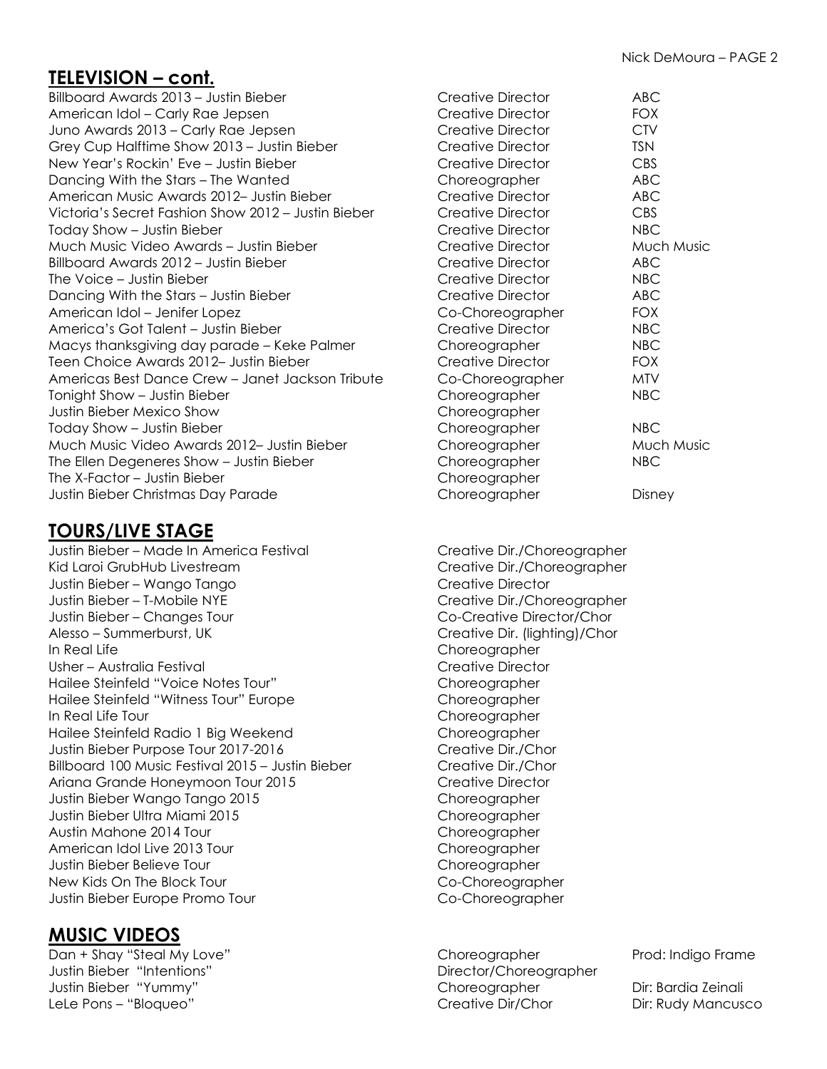## TELEVISION – cont.

| | | |
|---|---|---|
| Billboard Awards 2013 – Justin Bieber | Creative Director | ABC |
| American Idol – Carly Rae Jepsen | Creative Director | FOX |
| Juno Awards 2013 – Carly Rae Jepsen | Creative Director | CTV |
| Grey Cup Halftime Show 2013 – Justin Bieber | Creative Director | TSN |
| New Year's Rockin' Eve – Justin Bieber | Creative Director | CBS |
| Dancing With the Stars – The Wanted | Choreographer | ABC |
| American Music Awards 2012– Justin Bieber | Creative Director | ABC |
| Victoria's Secret Fashion Show 2012 – Justin Bieber | Creative Director | CBS |
| Today Show – Justin Bieber | Creative Director | NBC |
| Much Music Video Awards – Justin Bieber | Creative Director | Much Music |
| Billboard Awards 2012 – Justin Bieber | Creative Director | ABC |
| The Voice – Justin Bieber | Creative Director | NBC |
| Dancing With the Stars – Justin Bieber | Creative Director | ABC |
| American Idol – Jenifer Lopez | Co-Choreographer | FOX |
| America's Got Talent – Justin Bieber | Creative Director | NBC |
| Macys thanksgiving day parade – Keke Palmer | Choreographer | NBC |
| Teen Choice Awards 2012– Justin Bieber | Creative Director | FOX |
| Americas Best Dance Crew – Janet Jackson Tribute | Co-Choreographer | MTV |
| Tonight Show – Justin Bieber | Choreographer | NBC |
| Justin Bieber Mexico Show | Choreographer | |
| Today Show – Justin Bieber | Choreographer | NBC |
| Much Music Video Awards 2012– Justin Bieber | Choreographer | Much Music |
| The Ellen Degeneres Show – Justin Bieber | Choreographer | NBC |
| The X-Factor – Justin Bieber | Choreographer | |
| Justin Bieber Christmas Day Parade | Choreographer | Disney |

## TOURS/LIVE STAGE

| | |
|---|---|
| Justin Bieber – Made In America Festival | Creative Dir./Choreographer |
| Kid Laroi GrubHub Livestream | Creative Dir./Choreographer |
| Justin Bieber – Wango Tango | Creative Director |
| Justin Bieber – T-Mobile NYE | Creative Dir./Choreographer |
| Justin Bieber – Changes Tour | Co-Creative Director/Chor |
| Alesso – Summerburst, UK | Creative Dir. (lighting)/Chor |
| In Real Life | Choreographer |
| Usher – Australia Festival | Creative Director |
| Hailee Steinfeld "Voice Notes Tour" | Choreographer |
| Hailee Steinfeld "Witness Tour" Europe | Choreographer |
| In Real Life Tour | Choreographer |
| Hailee Steinfeld Radio 1 Big Weekend | Choreographer |
| Justin Bieber Purpose Tour 2017-2016 | Creative Dir./Chor |
| Billboard 100 Music Festival 2015 – Justin Bieber | Creative Dir./Chor |
| Ariana Grande Honeymoon Tour 2015 | Creative Director |
| Justin Bieber Wango Tango 2015 | Choreographer |
| Justin Bieber Ultra Miami 2015 | Choreographer |
| Austin Mahone 2014 Tour | Choreographer |
| American Idol Live 2013 Tour | Choreographer |
| Justin Bieber Believe Tour | Choreographer |
| New Kids On The Block Tour | Co-Choreographer |
| Justin Bieber Europe Promo Tour | Co-Choreographer |

## MUSIC VIDEOS

| | | |
|---|---|---|
| Dan + Shay "Steal My Love" | Choreographer | Prod: Indigo Frame |
| Justin Bieber "Intentions" | Director/Choreographer | |
| Justin Bieber "Yummy" | Choreographer | Dir: Bardia Zeinali |
| LeLe Pons – "Bloqueo" | Creative Dir/Chor | Dir: Rudy Mancusco |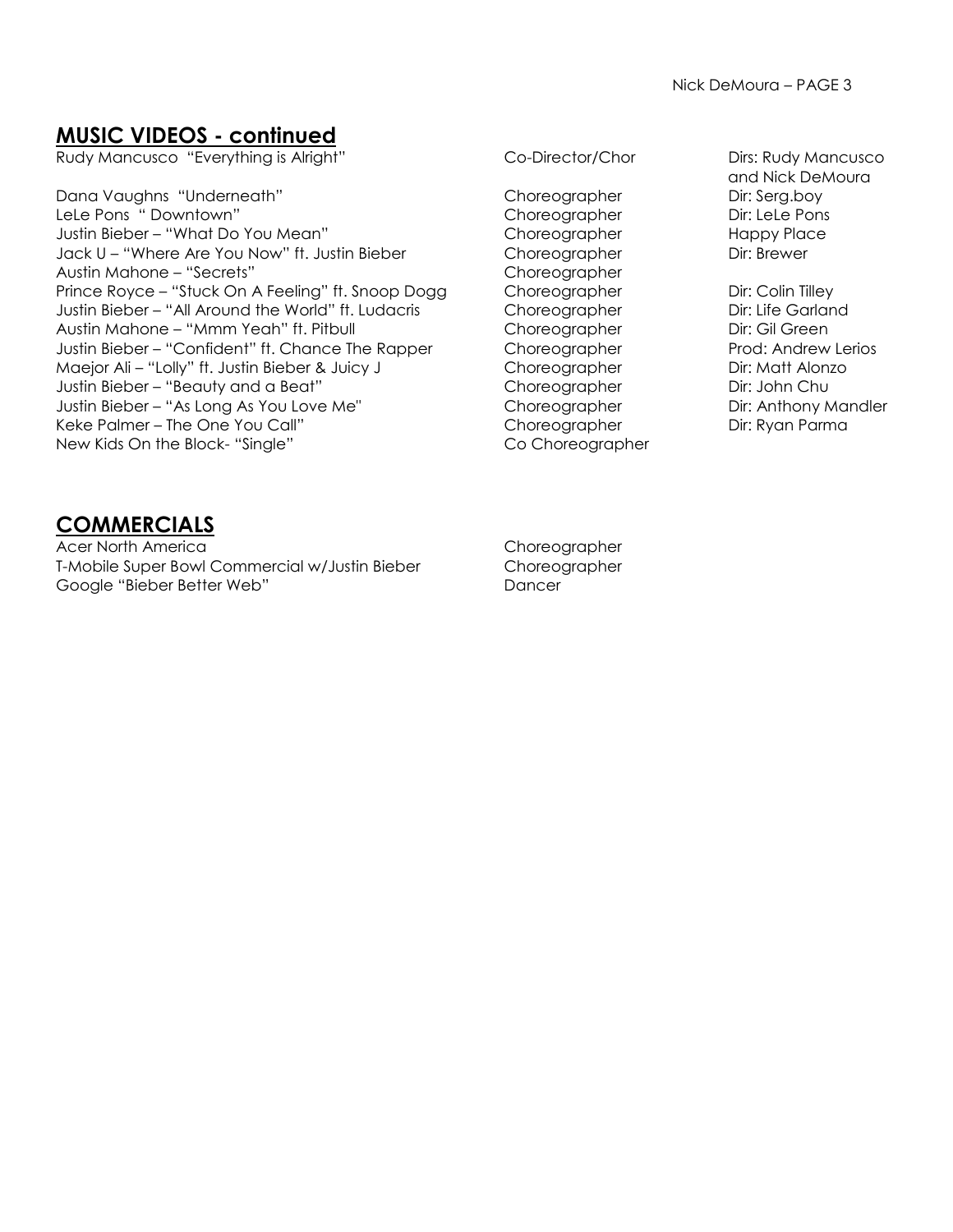## MUSIC VIDEOS - continued

| | | |
|---|---|---|
| Rudy Mancusco "Everything is Alright" | Co-Director/Chor | Dirs: Rudy Mancusco and Nick DeMoura |
| Dana Vaughns "Underneath" | Choreographer | Dir: Serg.boy |
| LeLe Pons " Downtown" | Choreographer | Dir: LeLe Pons |
| Justin Bieber – "What Do You Mean" | Choreographer | Happy Place |
| Jack U – "Where Are You Now" ft. Justin Bieber | Choreographer | Dir: Brewer |
| Austin Mahone – "Secrets" | Choreographer | |
| Prince Royce – "Stuck On A Feeling" ft. Snoop Dogg | Choreographer | Dir: Colin Tilley |
| Justin Bieber – "All Around the World" ft. Ludacris | Choreographer | Dir: Life Garland |
| Austin Mahone – "Mmm Yeah" ft. Pitbull | Choreographer | Dir: Gil Green |
| Justin Bieber – "Confident" ft. Chance The Rapper | Choreographer | Prod: Andrew Lerios |
| Maejor Ali – "Lolly" ft. Justin Bieber & Juicy J | Choreographer | Dir: Matt Alonzo |
| Justin Bieber – "Beauty and a Beat" | Choreographer | Dir: John Chu |
| Justin Bieber – "As Long As You Love Me" | Choreographer | Dir: Anthony Mandler |
| Keke Palmer – The One You Call" | Choreographer | Dir: Ryan Parma |
| New Kids On the Block- "Single" | Co Choreographer | |

## COMMERCIALS

| | |
|---|---|
| Acer North America | Choreographer |
| T-Mobile Super Bowl Commercial w/Justin Bieber | Choreographer |
| Google "Bieber Better Web" | Dancer |